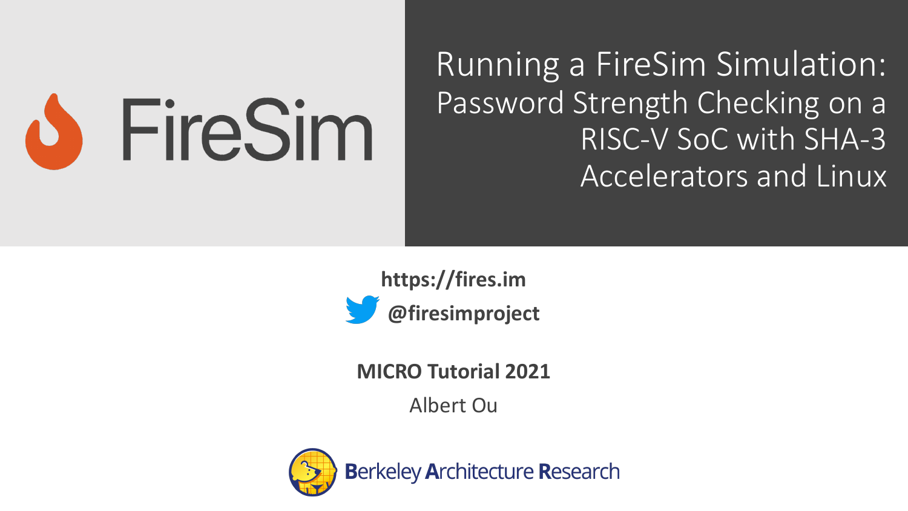FireSim

# Running a FireSim Simulation: Password Strength Checking on a RISC-V SoC with SHA-3 Accelerators and Linux

**https://fires.im**

**@firesimproject**

**MICRO Tutorial 2021**

Albert Ou

Berkeley Architecture Research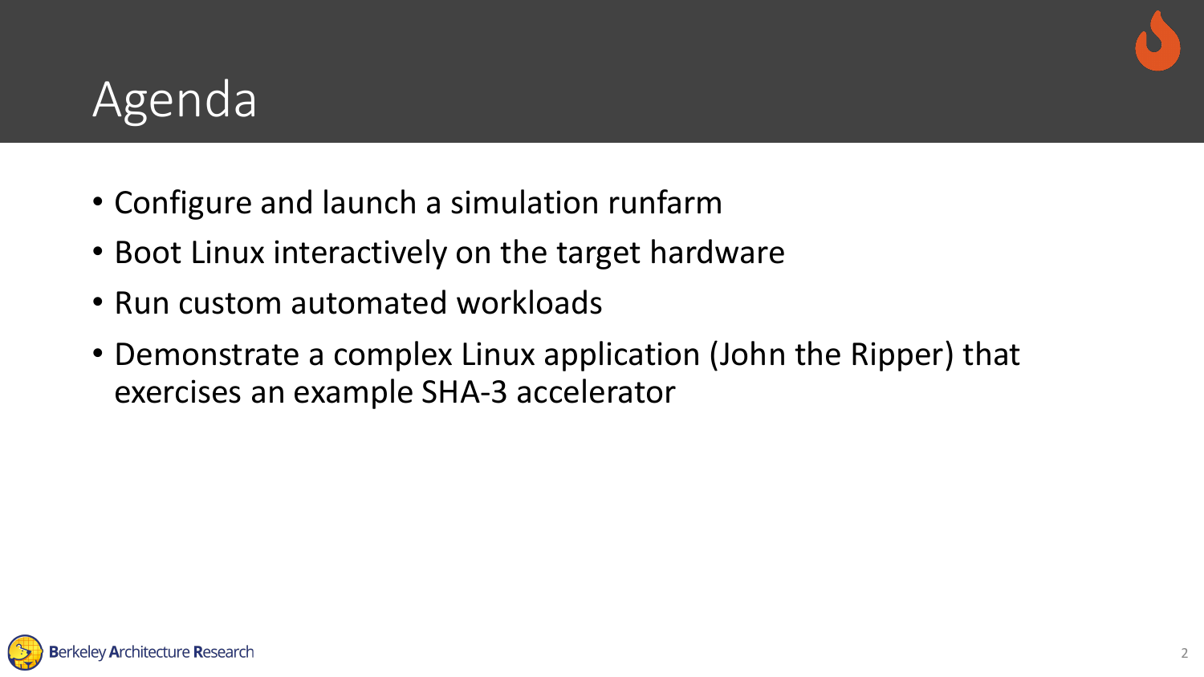# Agenda

- Configure and launch a simulation runfarm
- Boot Linux interactively on the target hardware
- Run custom automated workloads
- Demonstrate a complex Linux application (John the Ripper) that exercises an example SHA-3 accelerator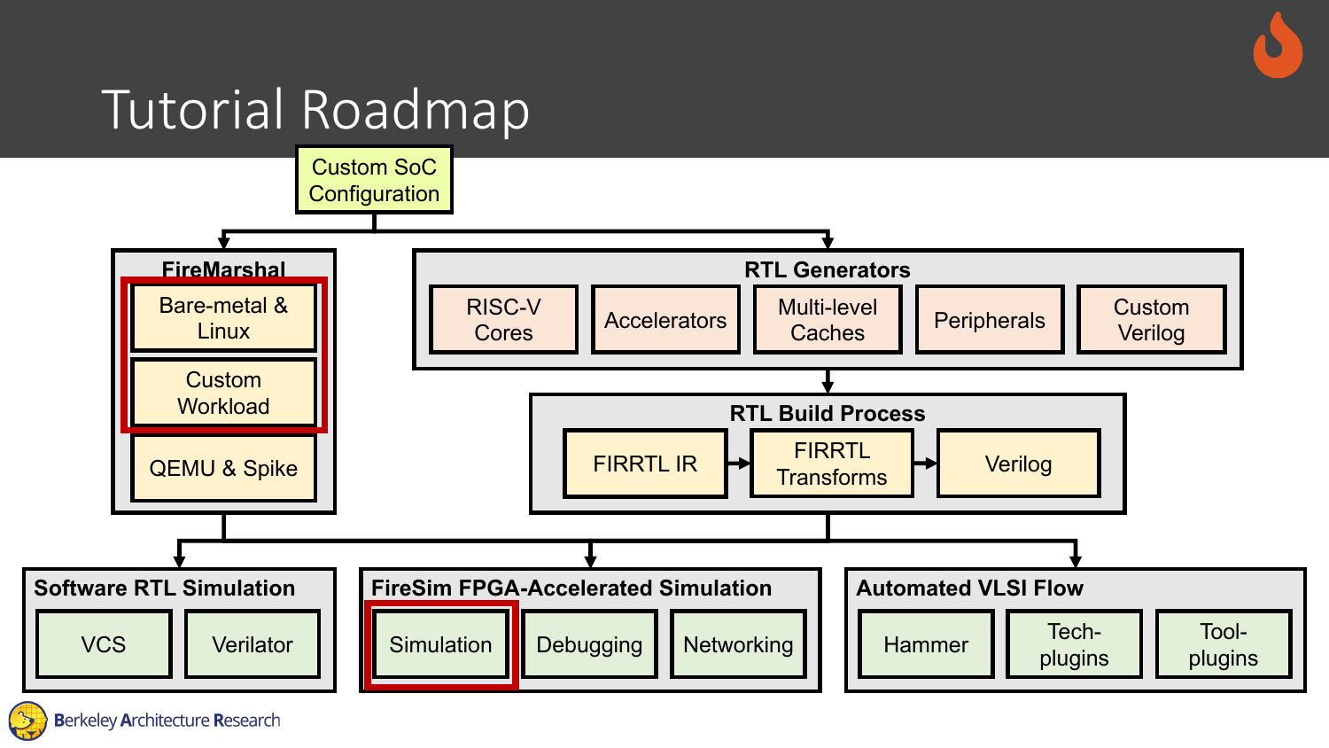# Tutorial Roadmap

Custom SoC Configuration

**FireMarshal**
- Bare-metal & Linux
- Custom Workload
- QEMU & Spike

**RTL Generators**
- RISC-V Cores
- Accelerators
- Multi-level Caches
- Peripherals
- Custom Verilog

**RTL Build Process**
- FIRRTL IR → FIRRTL Transforms → Verilog

**Software RTL Simulation**
- VCS
- Verilator

**FireSim FPGA-Accelerated Simulation**
- Simulation
- Debugging
- Networking

**Automated VLSI Flow**
- Hammer
- Tech-plugins
- Tool-plugins

Berkeley Architecture Research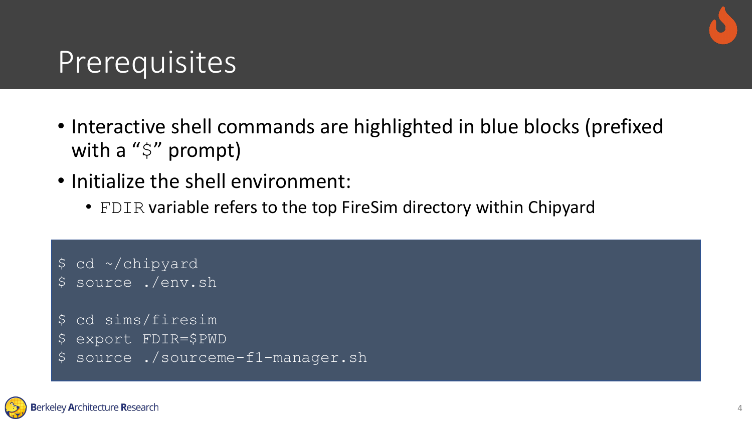# Prerequisites

- Interactive shell commands are highlighted in blue blocks (prefixed with a "`$`" prompt)
- Initialize the shell environment:
  - `FDIR` variable refers to the top FireSim directory within Chipyard

```
$ cd ~/chipyard
$ source ./env.sh

$ cd sims/firesim
$ export FDIR=$PWD
$ source ./sourceme-f1-manager.sh
```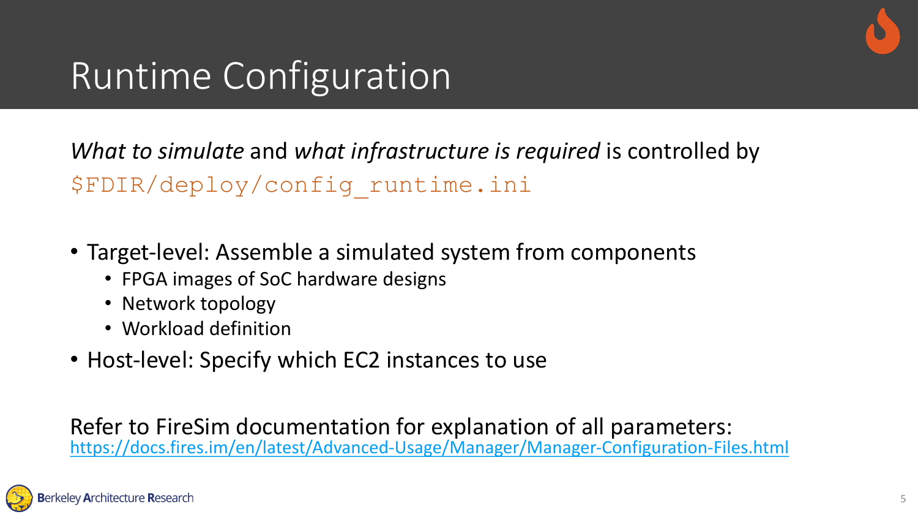# Runtime Configuration

*What to simulate* and *what infrastructure is required* is controlled by `$FDIR/deploy/config_runtime.ini`

- Target-level: Assemble a simulated system from components
  - FPGA images of SoC hardware designs
  - Network topology
  - Workload definition
- Host-level: Specify which EC2 instances to use

Refer to FireSim documentation for explanation of all parameters:
https://docs.fires.im/en/latest/Advanced-Usage/Manager/Manager-Configuration-Files.html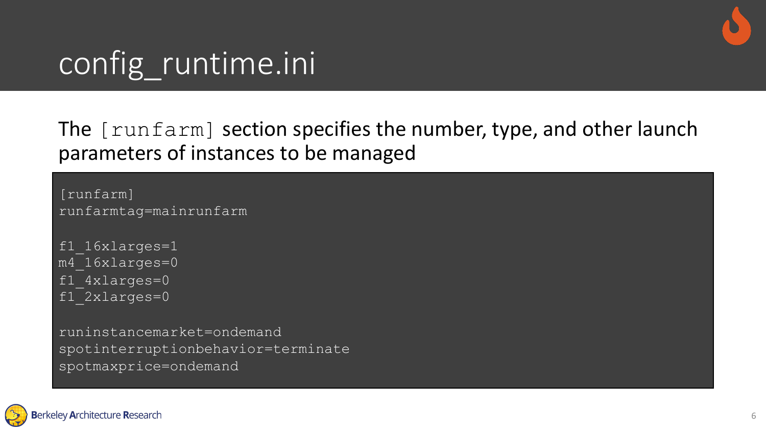# config_runtime.ini

The `[runfarm]` section specifies the number, type, and other launch parameters of instances to be managed

```
[runfarm]
runfarmtag=mainrunfarm

f1_16xlarges=1
m4_16xlarges=0
f1_4xlarges=0
f1_2xlarges=0

runinstancemarket=ondemand
spotinterruptionbehavior=terminate
spotmaxprice=ondemand
```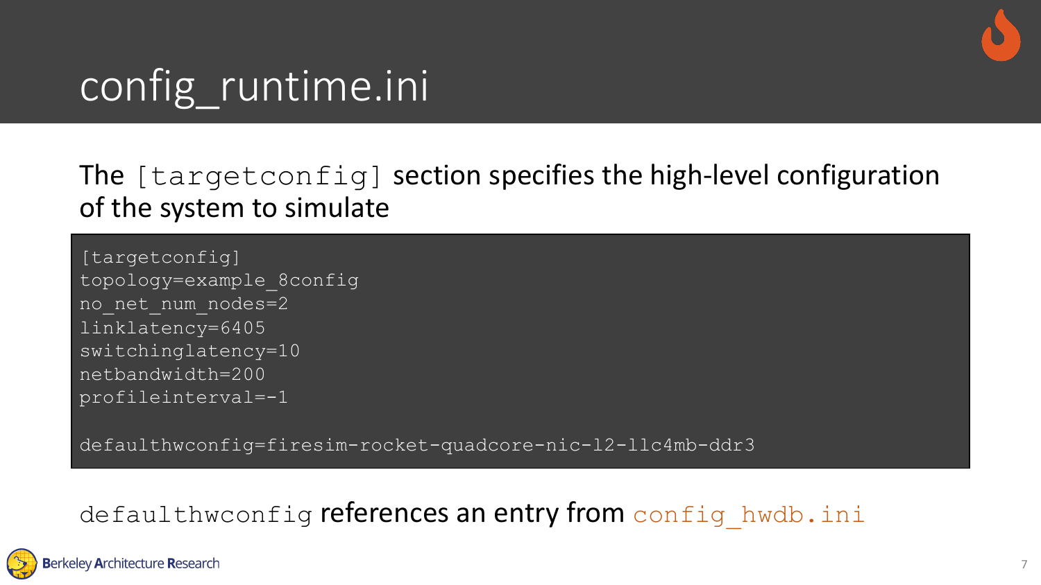# config_runtime.ini

The `[targetconfig]` section specifies the high-level configuration of the system to simulate

```
[targetconfig]
topology=example_8config
no_net_num_nodes=2
linklatency=6405
switchinglatency=10
netbandwidth=200
profileinterval=-1

defaulthwconfig=firesim-rocket-quadcore-nic-l2-llc4mb-ddr3
```

`defaulthwconfig` references an entry from `config_hwdb.ini`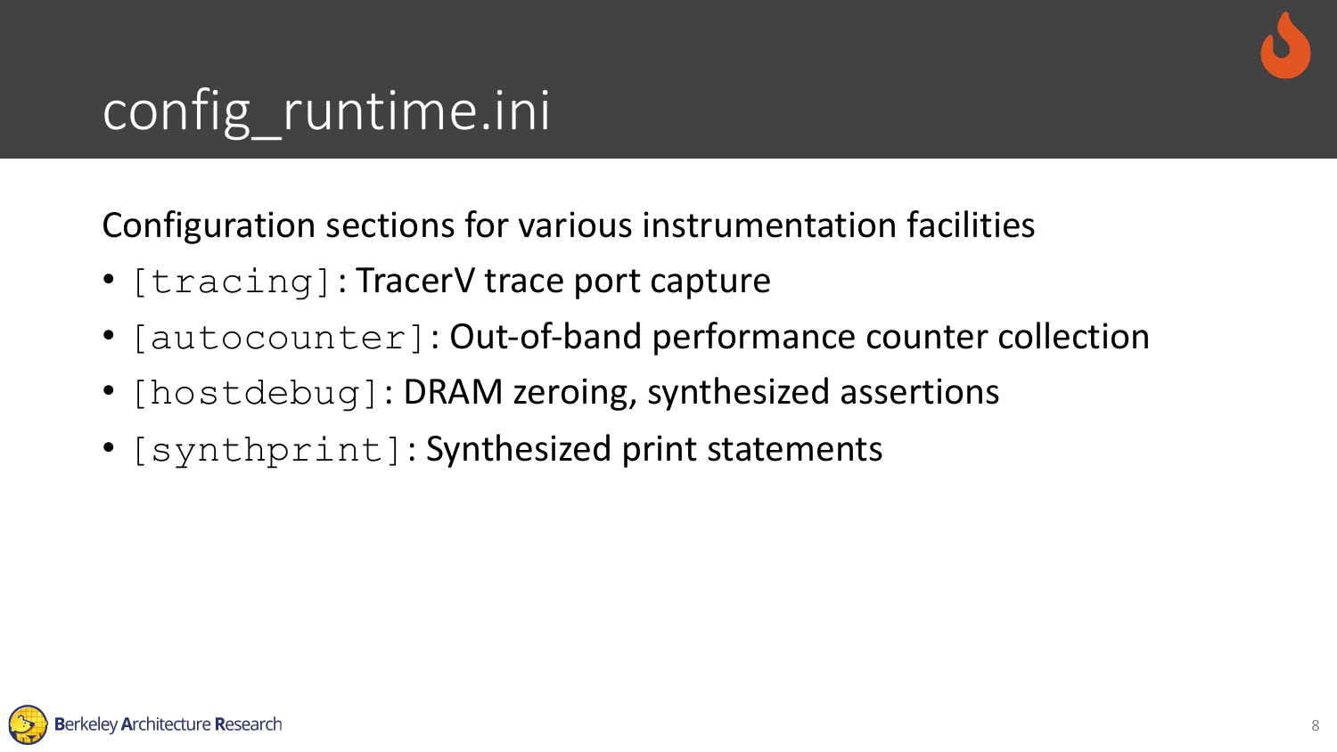# config_runtime.ini

Configuration sections for various instrumentation facilities

- `[tracing]`: TracerV trace port capture
- `[autocounter]`: Out-of-band performance counter collection
- `[hostdebug]`: DRAM zeroing, synthesized assertions
- `[synthprint]`: Synthesized print statements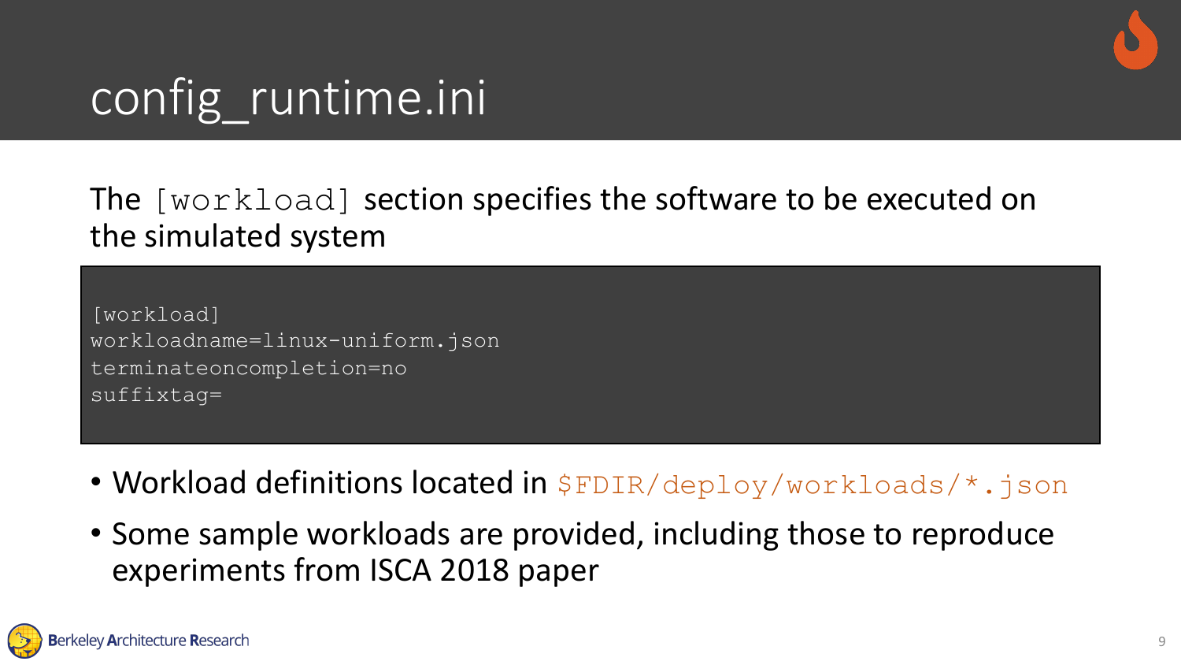# config_runtime.ini

The `[workload]` section specifies the software to be executed on the simulated system

```
[workload]
workloadname=linux-uniform.json
terminateoncompletion=no
suffixtag=
```

- Workload definitions located in `$FDIR/deploy/workloads/*.json`
- Some sample workloads are provided, including those to reproduce experiments from ISCA 2018 paper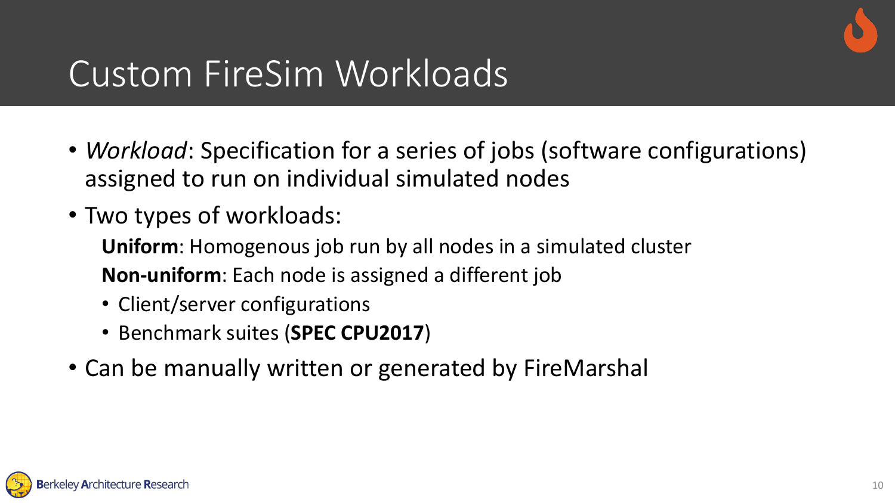# Custom FireSim Workloads

- *Workload*: Specification for a series of jobs (software configurations) assigned to run on individual simulated nodes
- Two types of workloads:

  **Uniform**: Homogenous job run by all nodes in a simulated cluster

  **Non-uniform**: Each node is assigned a different job

  - Client/server configurations
  - Benchmark suites (**SPEC CPU2017**)
- Can be manually written or generated by FireMarshal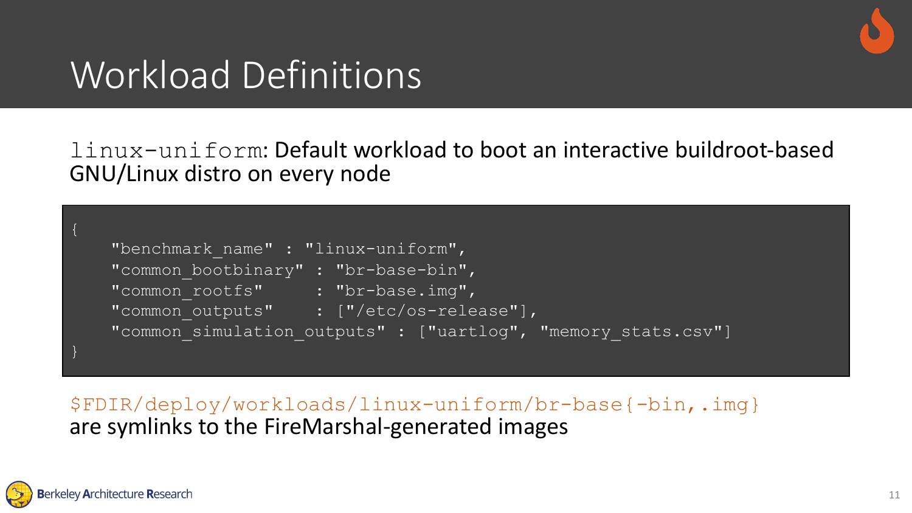# Workload Definitions

`linux-uniform`: Default workload to boot an interactive buildroot-based GNU/Linux distro on every node

```
{
    "benchmark_name" : "linux-uniform",
    "common_bootbinary" : "br-base-bin",
    "common_rootfs"     : "br-base.img",
    "common_outputs"    : ["/etc/os-release"],
    "common_simulation_outputs" : ["uartlog", "memory_stats.csv"]
}
```

`$FDIR/deploy/workloads/linux-uniform/br-base{-bin,.img}` are symlinks to the FireMarshal-generated images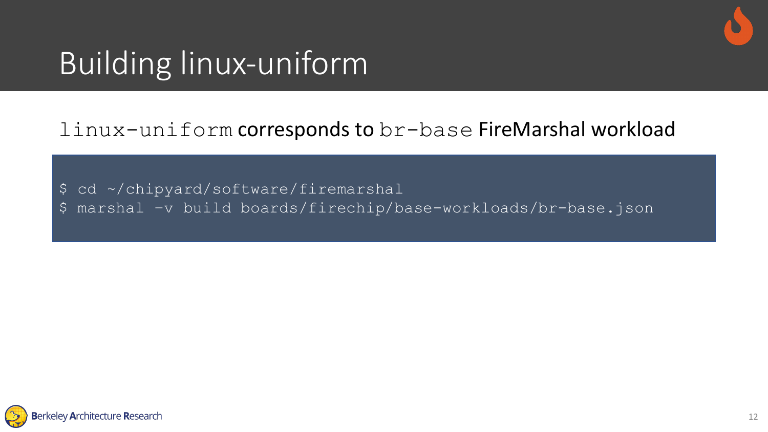# Building linux-uniform

`linux-uniform` corresponds to `br-base` FireMarshal workload

```
$ cd ~/chipyard/software/firemarshal
$ marshal -v build boards/firechip/base-workloads/br-base.json
```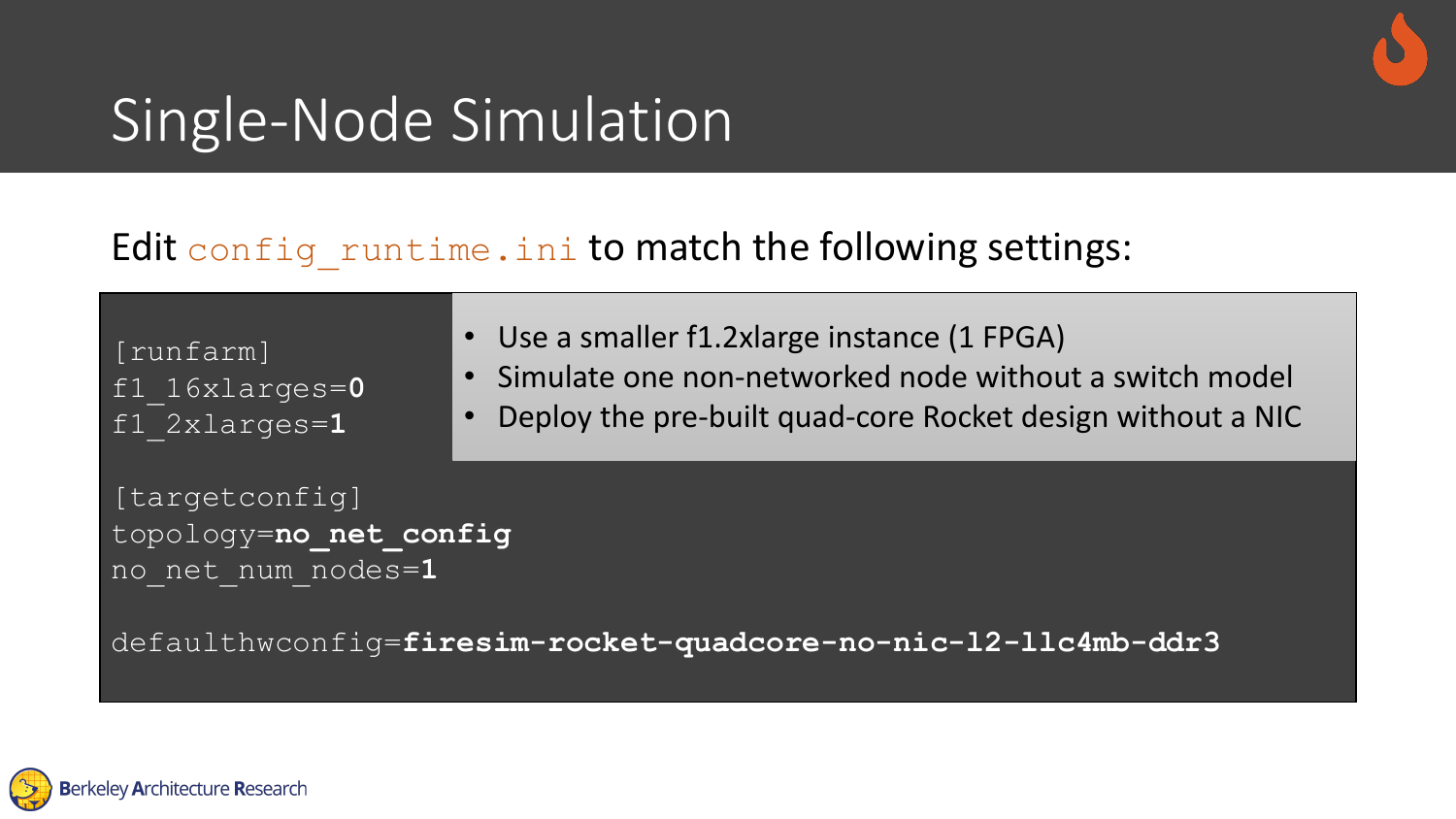# Single-Node Simulation

Edit `config_runtime.ini` to match the following settings:

```
[runfarm]
f1_16xlarges=0
f1_2xlarges=1

[targetconfig]
topology=no_net_config
no_net_num_nodes=1

defaulthwconfig=firesim-rocket-quadcore-no-nic-l2-llc4mb-ddr3
```

- Use a smaller f1.2xlarge instance (1 FPGA)
- Simulate one non-networked node without a switch model
- Deploy the pre-built quad-core Rocket design without a NIC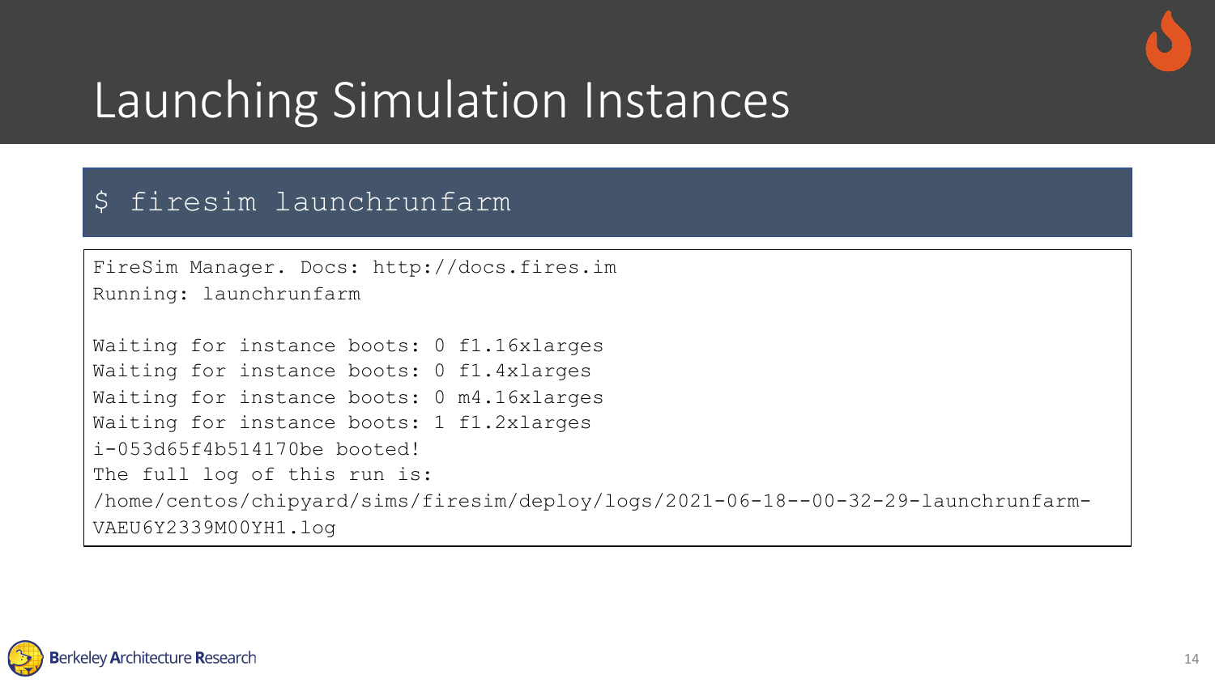# Launching Simulation Instances

```
$ firesim launchrunfarm
```

```
FireSim Manager. Docs: http://docs.fires.im
Running: launchrunfarm

Waiting for instance boots: 0 f1.16xlarges
Waiting for instance boots: 0 f1.4xlarges
Waiting for instance boots: 0 m4.16xlarges
Waiting for instance boots: 1 f1.2xlarges
i-053d65f4b514170be booted!
The full log of this run is:
/home/centos/chipyard/sims/firesim/deploy/logs/2021-06-18--00-32-29-launchrunfarm-VAEU6Y2339M00YH1.log
```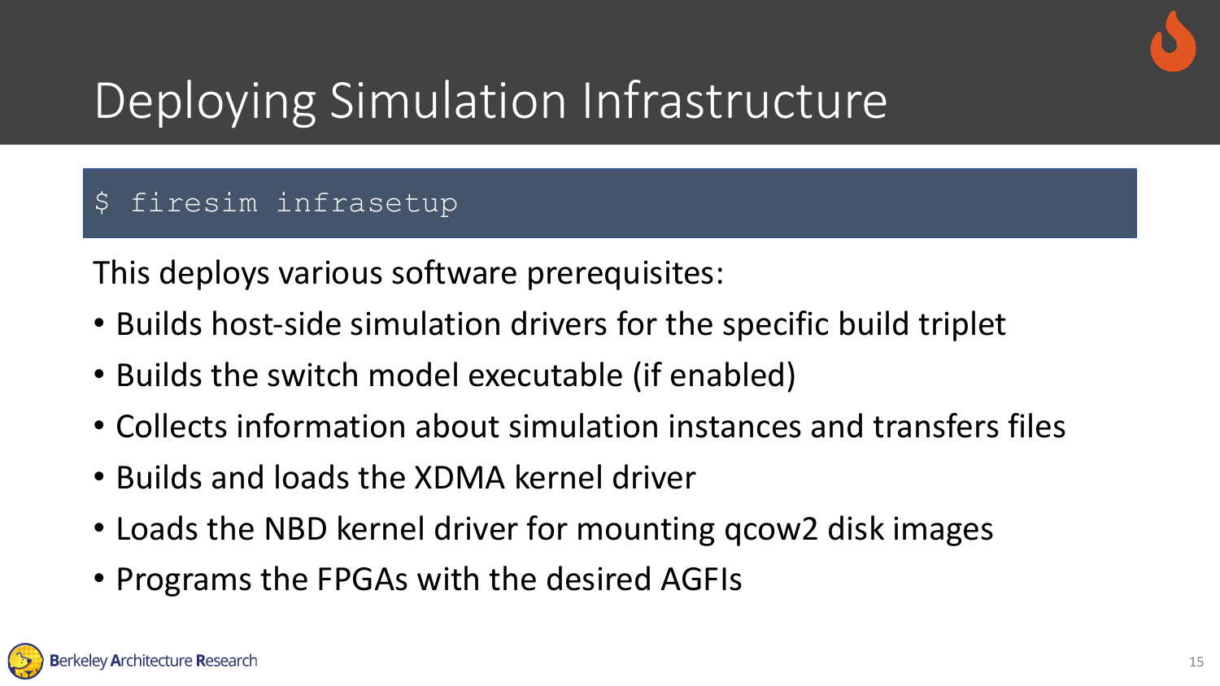# Deploying Simulation Infrastructure

```
$ firesim infrasetup
```

This deploys various software prerequisites:

- Builds host-side simulation drivers for the specific build triplet
- Builds the switch model executable (if enabled)
- Collects information about simulation instances and transfers files
- Builds and loads the XDMA kernel driver
- Loads the NBD kernel driver for mounting qcow2 disk images
- Programs the FPGAs with the desired AGFIs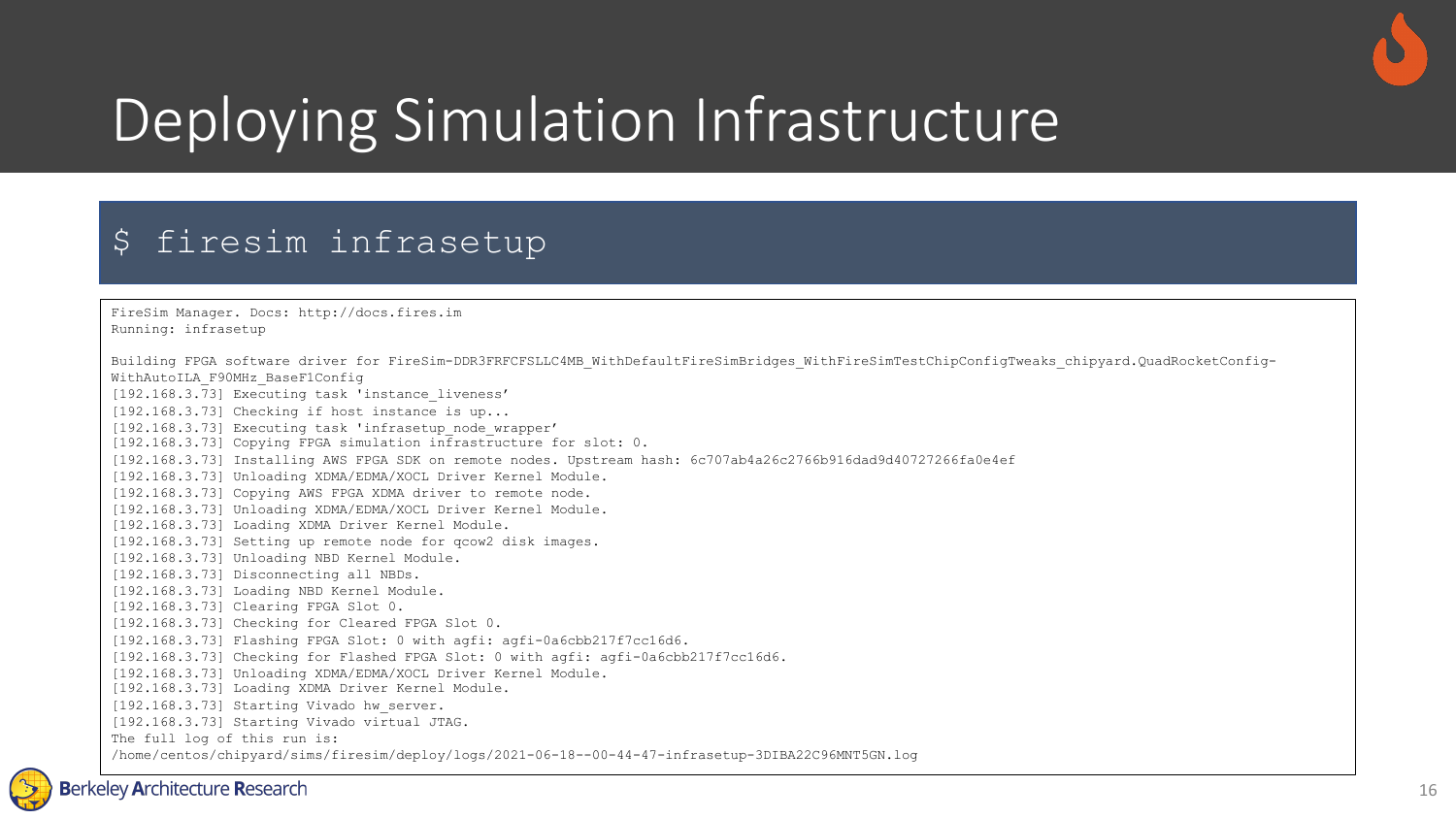# Deploying Simulation Infrastructure

```
$ firesim infrasetup
```

```
FireSim Manager. Docs: http://docs.fires.im
Running: infrasetup

Building FPGA software driver for FireSim-DDR3FRFCFSLLC4MB_WithDefaultFireSimBridges_WithFireSimTestChipConfigTweaks_chipyard.QuadRocketConfig-
WithAutoILA_F90MHz_BaseF1Config
[192.168.3.73] Executing task 'instance_liveness'
[192.168.3.73] Checking if host instance is up...
[192.168.3.73] Executing task 'infrasetup_node_wrapper'
[192.168.3.73] Copying FPGA simulation infrastructure for slot: 0.
[192.168.3.73] Installing AWS FPGA SDK on remote nodes. Upstream hash: 6c707ab4a26c2766b916dad9d40727266fa0e4ef
[192.168.3.73] Unloading XDMA/EDMA/XOCL Driver Kernel Module.
[192.168.3.73] Copying AWS FPGA XDMA driver to remote node.
[192.168.3.73] Unloading XDMA/EDMA/XOCL Driver Kernel Module.
[192.168.3.73] Loading XDMA Driver Kernel Module.
[192.168.3.73] Setting up remote node for qcow2 disk images.
[192.168.3.73] Unloading NBD Kernel Module.
[192.168.3.73] Disconnecting all NBDs.
[192.168.3.73] Loading NBD Kernel Module.
[192.168.3.73] Clearing FPGA Slot 0.
[192.168.3.73] Checking for Cleared FPGA Slot 0.
[192.168.3.73] Flashing FPGA Slot: 0 with agfi: agfi-0a6cbb217f7cc16d6.
[192.168.3.73] Checking for Flashed FPGA Slot: 0 with agfi: agfi-0a6cbb217f7cc16d6.
[192.168.3.73] Unloading XDMA/EDMA/XOCL Driver Kernel Module.
[192.168.3.73] Loading XDMA Driver Kernel Module.
[192.168.3.73] Starting Vivado hw_server.
[192.168.3.73] Starting Vivado virtual JTAG.
The full log of this run is:
/home/centos/chipyard/sims/firesim/deploy/logs/2021-06-18--00-44-47-infrasetup-3DIBA22C96MNT5GN.log
```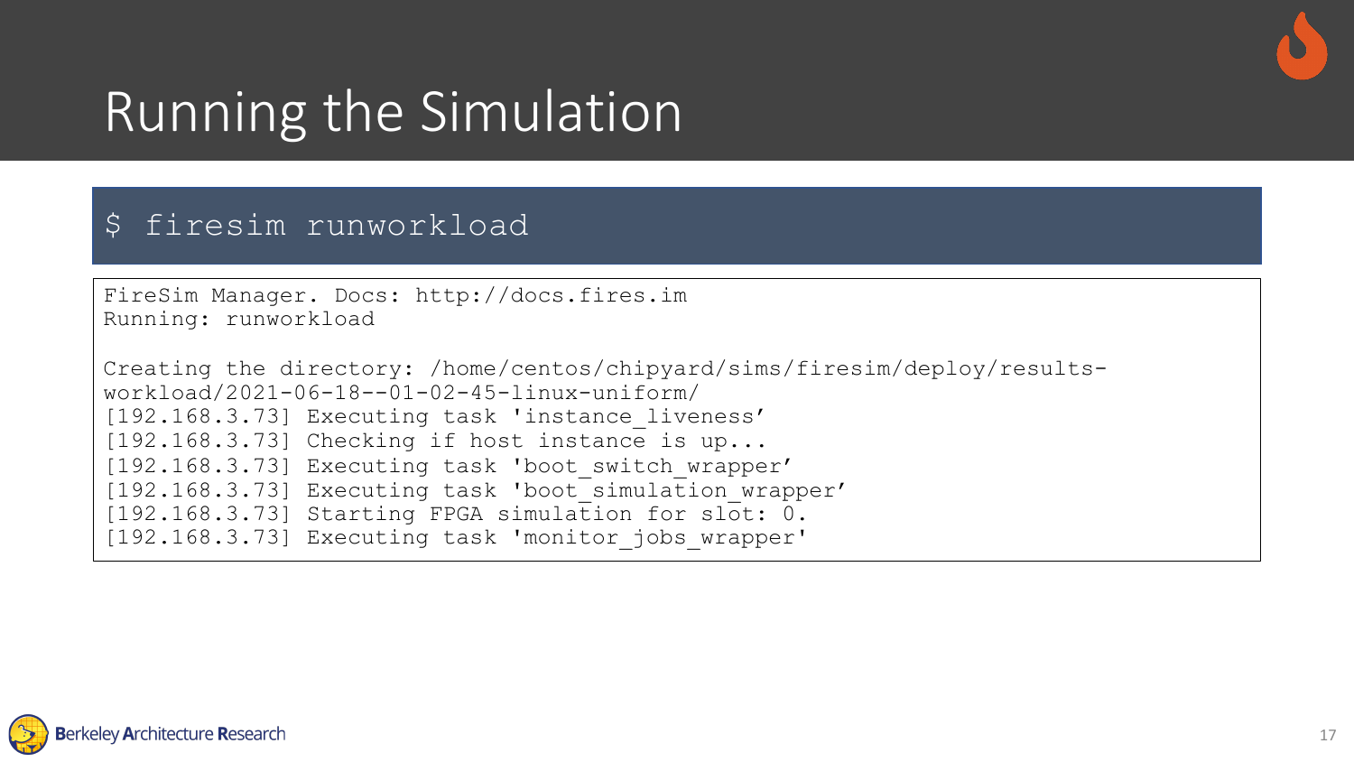# Running the Simulation

```
$ firesim runworkload
```

```
FireSim Manager. Docs: http://docs.fires.im
Running: runworkload

Creating the directory: /home/centos/chipyard/sims/firesim/deploy/results-workload/2021-06-18--01-02-45-linux-uniform/
[192.168.3.73] Executing task 'instance_liveness'
[192.168.3.73] Checking if host instance is up...
[192.168.3.73] Executing task 'boot_switch_wrapper'
[192.168.3.73] Executing task 'boot_simulation_wrapper'
[192.168.3.73] Starting FPGA simulation for slot: 0.
[192.168.3.73] Executing task 'monitor_jobs_wrapper'
```

Berkeley Architecture Research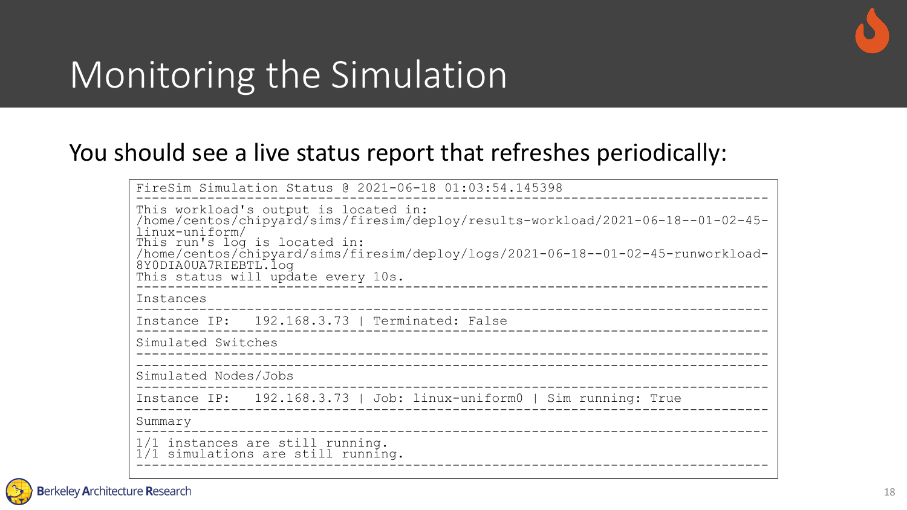# Monitoring the Simulation

You should see a live status report that refreshes periodically:

```
FireSim Simulation Status @ 2021-06-18 01:03:54.145398
--------------------------------------------------------------------------------
This workload's output is located in:
/home/centos/chipyard/sims/firesim/deploy/results-workload/2021-06-18--01-02-45-
linux-uniform/
This run's log is located in:
/home/centos/chipyard/sims/firesim/deploy/logs/2021-06-18--01-02-45-runworkload-
8Y0DIA0UA7RIEBTL.log
This status will update every 10s.
--------------------------------------------------------------------------------
Instances
--------------------------------------------------------------------------------
Instance IP:   192.168.3.73 | Terminated: False
--------------------------------------------------------------------------------
Simulated Switches
--------------------------------------------------------------------------------
--------------------------------------------------------------------------------
Simulated Nodes/Jobs
--------------------------------------------------------------------------------
Instance IP:   192.168.3.73 | Job: linux-uniform0 | Sim running: True
--------------------------------------------------------------------------------
Summary
--------------------------------------------------------------------------------
1/1 instances are still running.
1/1 simulations are still running.
--------------------------------------------------------------------------------
```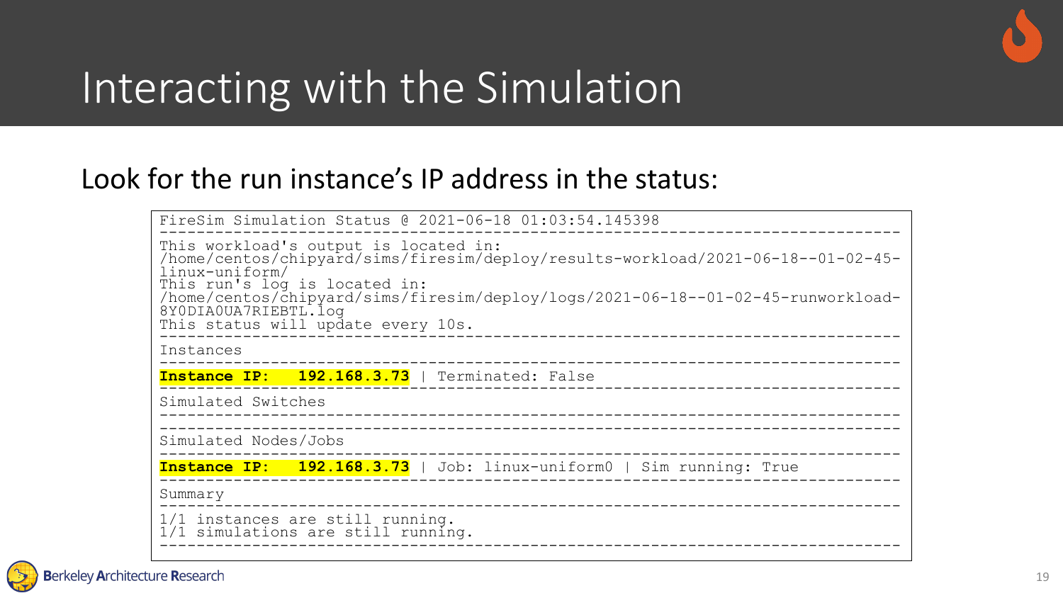# Interacting with the Simulation

Look for the run instance's IP address in the status:

```
FireSim Simulation Status @ 2021-06-18 01:03:54.145398
--------------------------------------------------------------------------------
This workload's output is located in:
/home/centos/chipyard/sims/firesim/deploy/results-workload/2021-06-18--01-02-45-
linux-uniform/
This run's log is located in:
/home/centos/chipyard/sims/firesim/deploy/logs/2021-06-18--01-02-45-runworkload-
8Y0DIA0UA7RIEBTL.log
This status will update every 10s.
--------------------------------------------------------------------------------
Instances
--------------------------------------------------------------------------------
Instance IP:   192.168.3.73 | Terminated: False
--------------------------------------------------------------------------------
Simulated Switches
--------------------------------------------------------------------------------
--------------------------------------------------------------------------------
Simulated Nodes/Jobs
--------------------------------------------------------------------------------
Instance IP:   192.168.3.73 | Job: linux-uniform0 | Sim running: True
--------------------------------------------------------------------------------
Summary
--------------------------------------------------------------------------------
1/1 instances are still running.
1/1 simulations are still running.
--------------------------------------------------------------------------------
```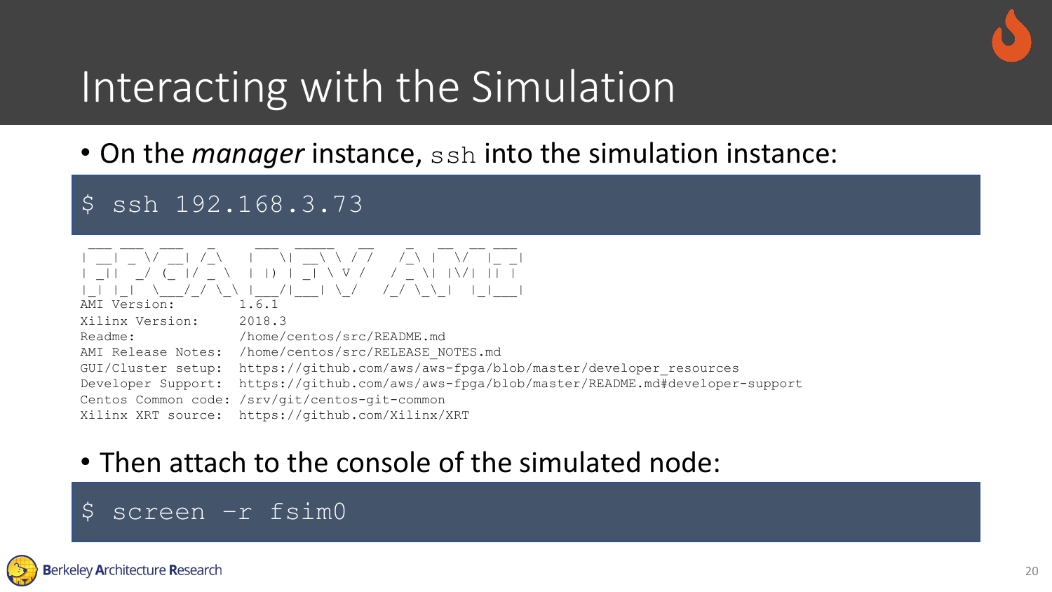# Interacting with the Simulation

- On the *manager* instance, `ssh` into the simulation instance:

```
$ ssh 192.168.3.73
```

```
 ___ ___  ___   _     ___  _____   __   _   __  __ ___ 
| __| _ \/ __| /_\   |   \| __\ \ / /  /_\ |  \/  |_ _|
| _||  _/ (_ |/ _ \  | |) | _| \ V /  / _ \| |\/| || | 
|_| |_|  \___/_/ \_\ |___/|___| \_/  /_/ \_\_|  |_|___|
AMI Version:        1.6.1
Xilinx Version:     2018.3
Readme:             /home/centos/src/README.md
AMI Release Notes:  /home/centos/src/RELEASE_NOTES.md
GUI/Cluster setup:  https://github.com/aws/aws-fpga/blob/master/developer_resources
Developer Support:  https://github.com/aws/aws-fpga/blob/master/README.md#developer-support
Centos Common code: /srv/git/centos-git-common
Xilinx XRT source:  https://github.com/Xilinx/XRT
```

- Then attach to the console of the simulated node:

```
$ screen -r fsim0
```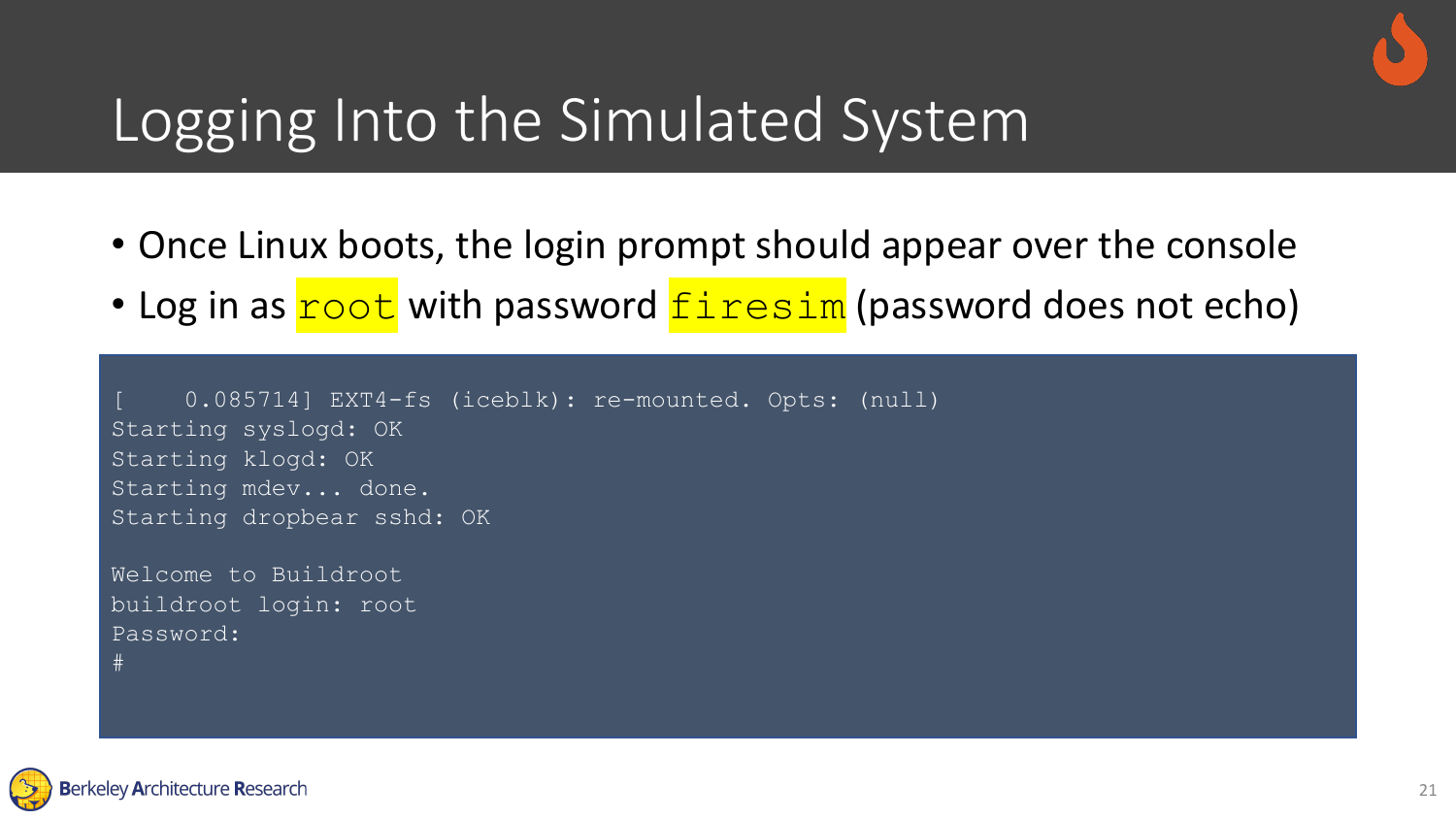# Logging Into the Simulated System

- Once Linux boots, the login prompt should appear over the console
- Log in as `root` with password `firesim` (password does not echo)

```
[    0.085714] EXT4-fs (iceblk): re-mounted. Opts: (null)
Starting syslogd: OK
Starting klogd: OK
Starting mdev... done.
Starting dropbear sshd: OK

Welcome to Buildroot
buildroot login: root
Password:
#
```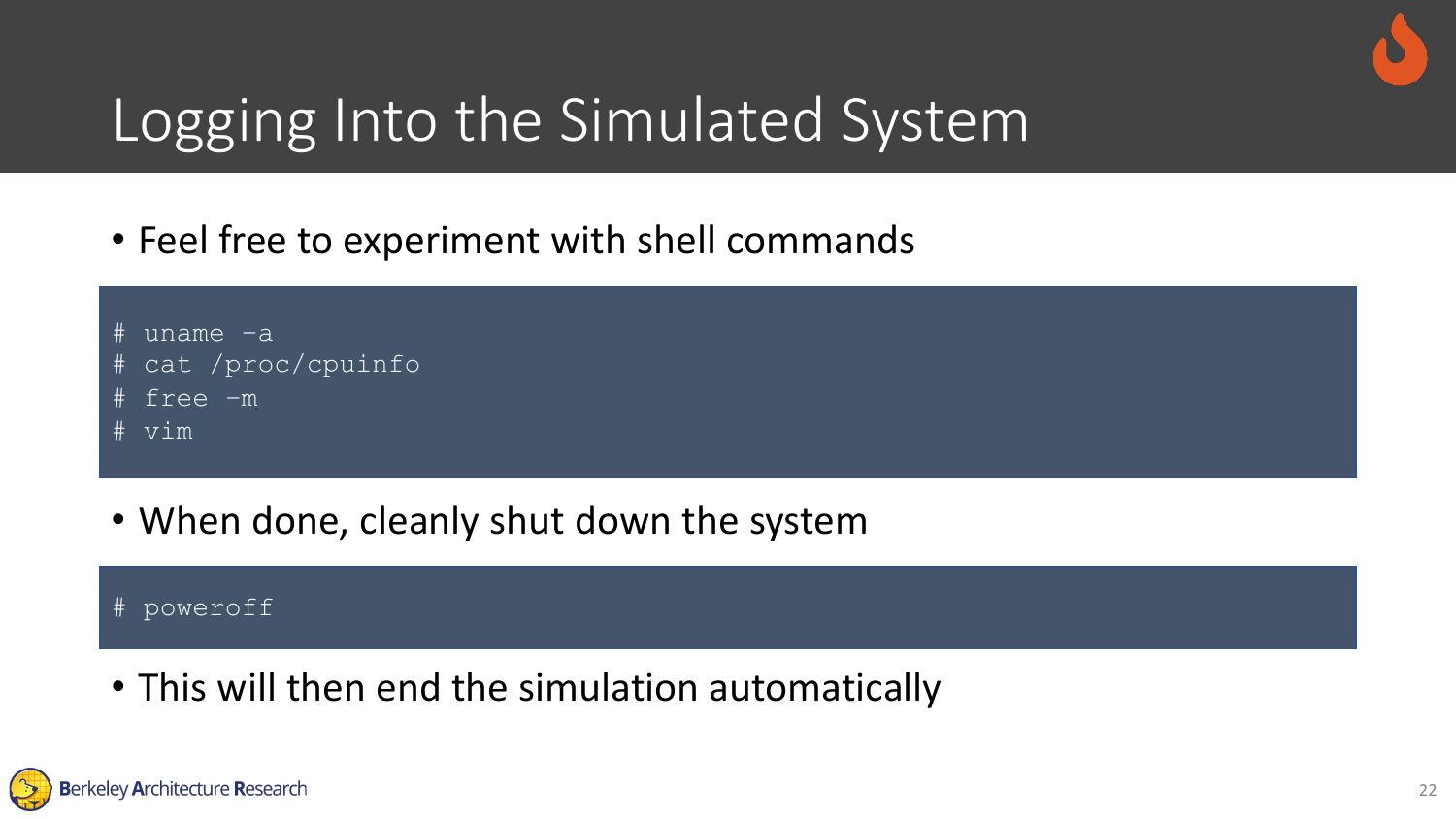# Logging Into the Simulated System

- Feel free to experiment with shell commands

```
# uname -a
# cat /proc/cpuinfo
# free -m
# vim
```

- When done, cleanly shut down the system

```
# poweroff
```

- This will then end the simulation automatically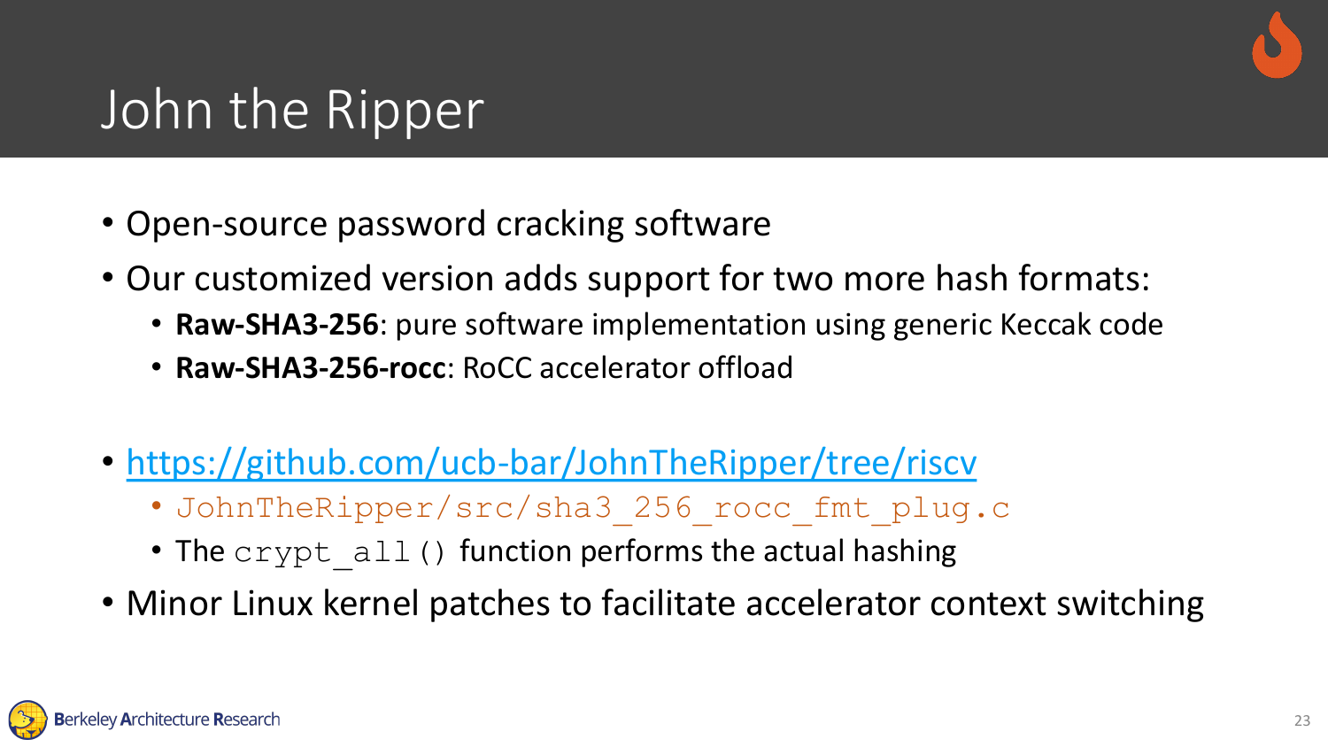# John the Ripper

- Open-source password cracking software
- Our customized version adds support for two more hash formats:
  - **Raw-SHA3-256**: pure software implementation using generic Keccak code
  - **Raw-SHA3-256-rocc**: RoCC accelerator offload

- https://github.com/ucb-bar/JohnTheRipper/tree/riscv
  - `JohnTheRipper/src/sha3_256_rocc_fmt_plug.c`
  - The `crypt_all()` function performs the actual hashing
- Minor Linux kernel patches to facilitate accelerator context switching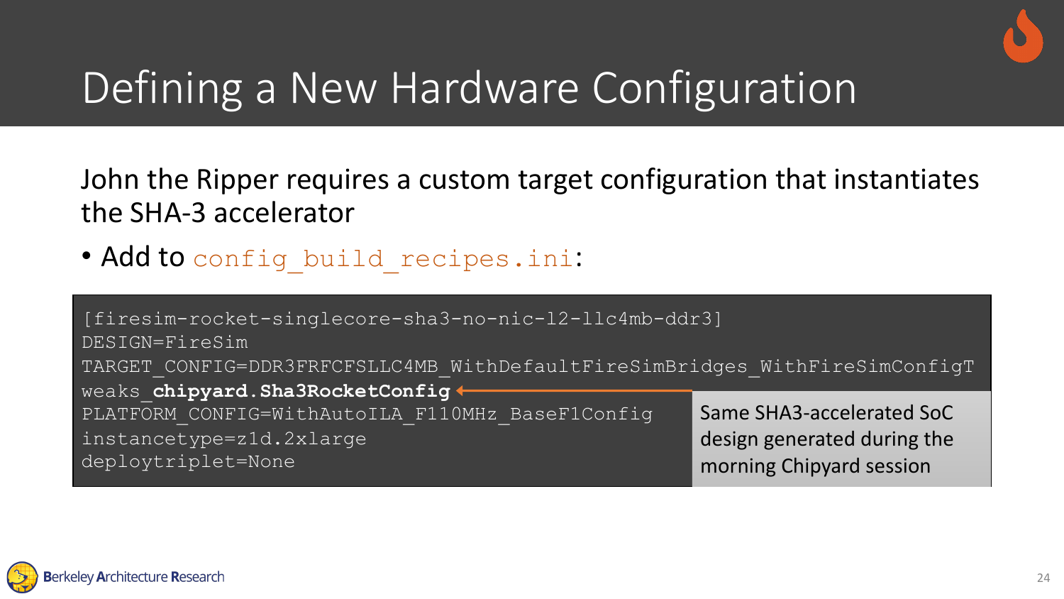# Defining a New Hardware Configuration

John the Ripper requires a custom target configuration that instantiates the SHA-3 accelerator

- Add to `config_build_recipes.ini`:

```
[firesim-rocket-singlecore-sha3-no-nic-l2-llc4mb-ddr3]
DESIGN=FireSim
TARGET_CONFIG=DDR3FRFCFSLLC4MB_WithDefaultFireSimBridges_WithFireSimConfigTweaks_chipyard.Sha3RocketConfig
PLATFORM_CONFIG=WithAutoILA_F110MHz_BaseF1Config
instancetype=z1d.2xlarge
deploytriplet=None
```

Same SHA3-accelerated SoC design generated during the morning Chipyard session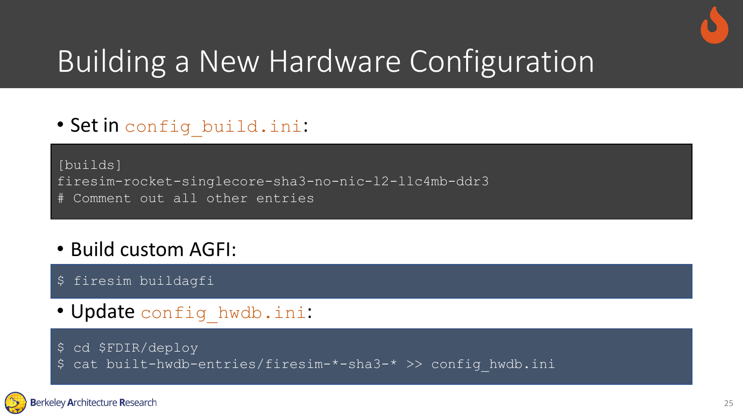# Building a New Hardware Configuration

- Set in `config_build.ini`:

```
[builds]
firesim-rocket-singlecore-sha3-no-nic-l2-llc4mb-ddr3
# Comment out all other entries
```

- Build custom AGFI:

```
$ firesim buildagfi
```

- Update `config_hwdb.ini`:

```
$ cd $FDIR/deploy
$ cat built-hwdb-entries/firesim-*-sha3-* >> config_hwdb.ini
```

Berkeley Architecture Research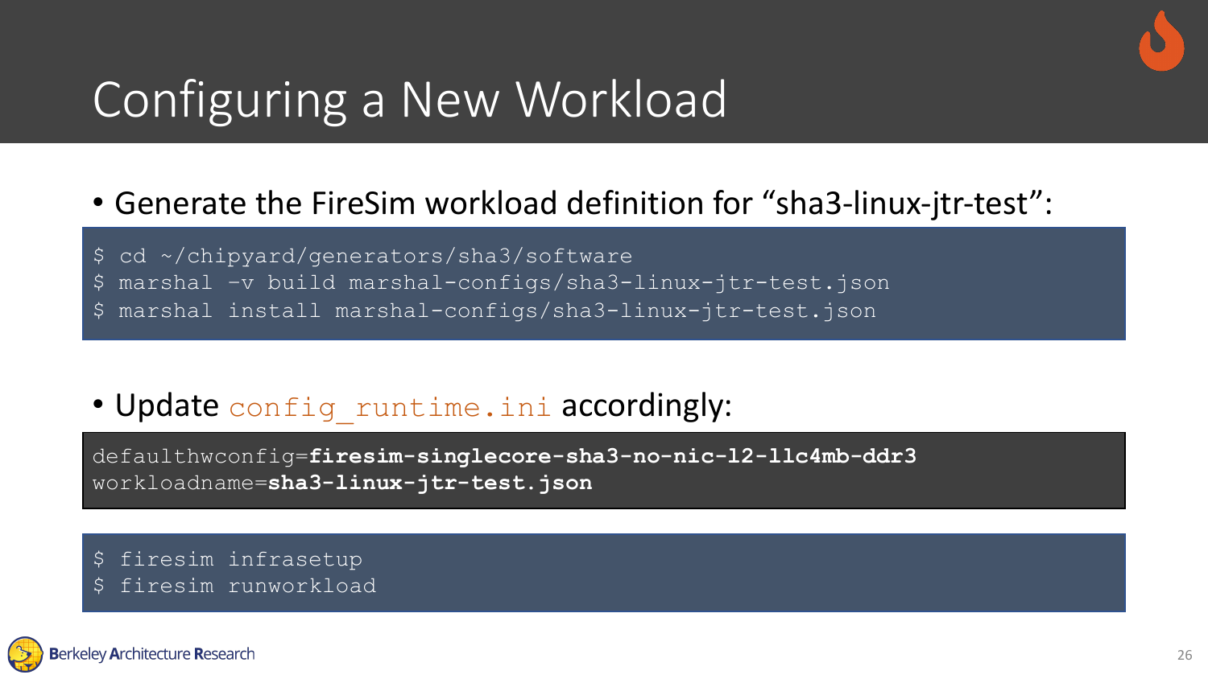# Configuring a New Workload

- Generate the FireSim workload definition for "sha3-linux-jtr-test":

```
$ cd ~/chipyard/generators/sha3/software
$ marshal -v build marshal-configs/sha3-linux-jtr-test.json
$ marshal install marshal-configs/sha3-linux-jtr-test.json
```

- Update `config_runtime.ini` accordingly:

```
defaulthwconfig=firesim-singlecore-sha3-no-nic-l2-llc4mb-ddr3
workloadname=sha3-linux-jtr-test.json
```

```
$ firesim infrasetup
$ firesim runworkload
```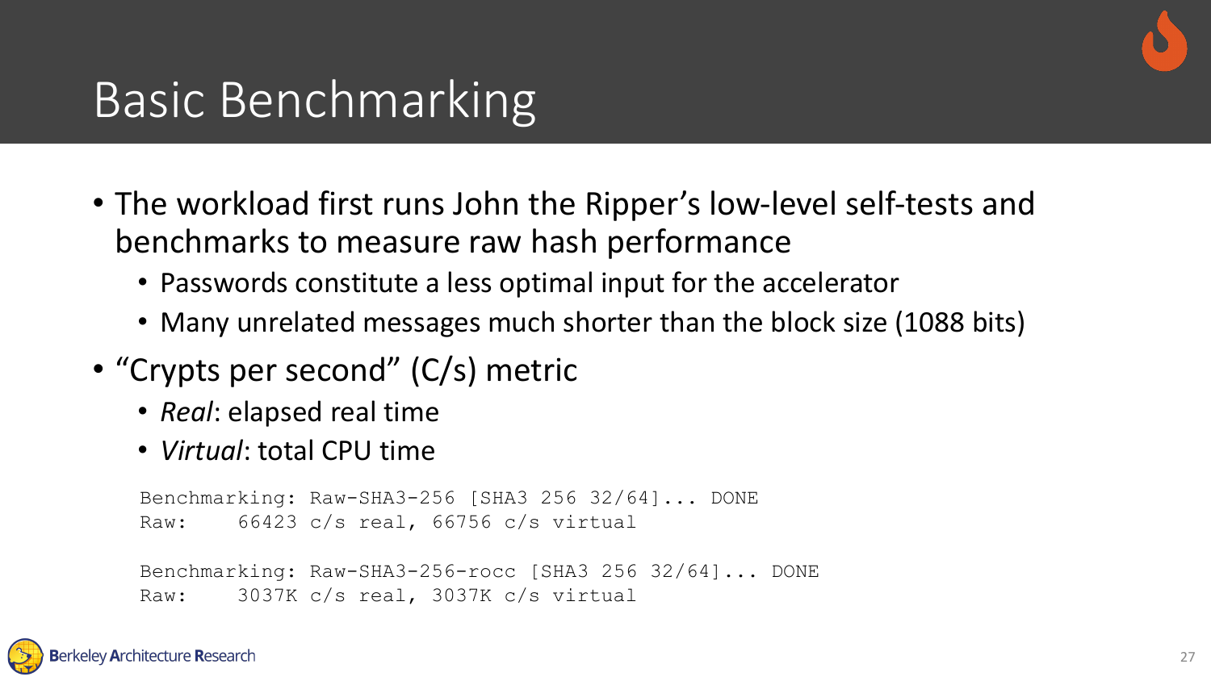# Basic Benchmarking

- The workload first runs John the Ripper's low-level self-tests and benchmarks to measure raw hash performance
  - Passwords constitute a less optimal input for the accelerator
  - Many unrelated messages much shorter than the block size (1088 bits)
- "Crypts per second" (C/s) metric
  - *Real*: elapsed real time
  - *Virtual*: total CPU time

```
Benchmarking: Raw-SHA3-256 [SHA3 256 32/64]... DONE
Raw:     66423 c/s real, 66756 c/s virtual

Benchmarking: Raw-SHA3-256-rocc [SHA3 256 32/64]... DONE
Raw:     3037K c/s real, 3037K c/s virtual
```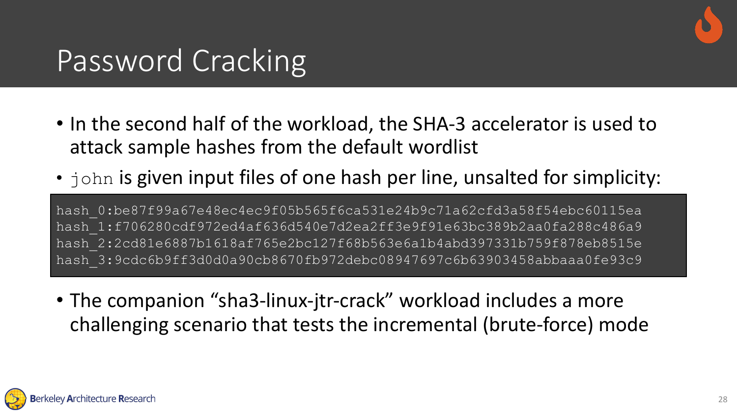# Password Cracking

- In the second half of the workload, the SHA-3 accelerator is used to attack sample hashes from the default wordlist
- `john` is given input files of one hash per line, unsalted for simplicity:

```
hash_0:be87f99a67e48ec4ec9f05b565f6ca531e24b9c71a62cfd3a58f54ebc60115ea
hash_1:f706280cdf972ed4af636d540e7d2ea2ff3e9f91e63bc389b2aa0fa288c486a9
hash_2:2cd81e6887b1618af765e2bc127f68b563e6a1b4abd397331b759f878eb8515e
hash_3:9cdc6b9ff3d0d0a90cb8670fb972debc08947697c6b63903458abbaaa0fe93c9
```

- The companion "sha3-linux-jtr-crack" workload includes a more challenging scenario that tests the incremental (brute-force) mode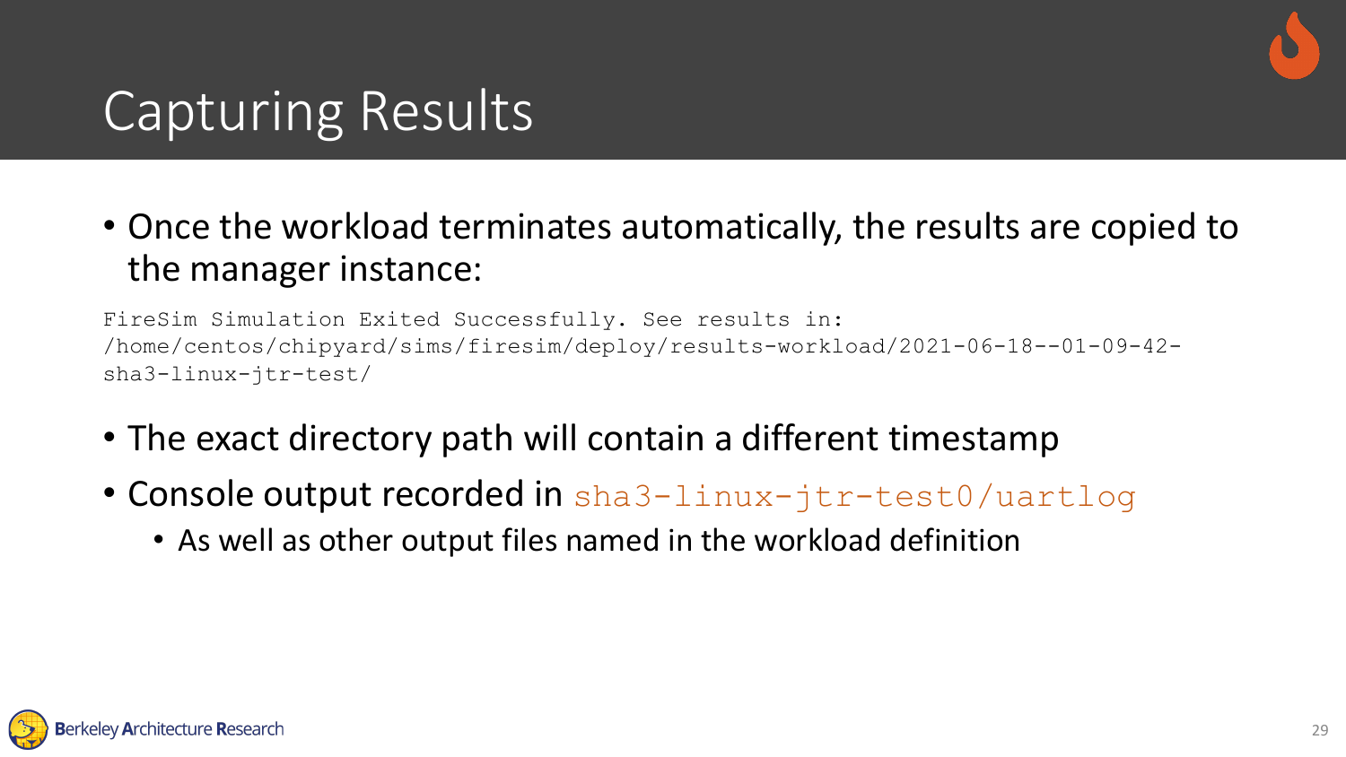# Capturing Results

- Once the workload terminates automatically, the results are copied to the manager instance:

```
FireSim Simulation Exited Successfully. See results in:
/home/centos/chipyard/sims/firesim/deploy/results-workload/2021-06-18--01-09-42-
sha3-linux-jtr-test/
```

- The exact directory path will contain a different timestamp
- Console output recorded in `sha3-linux-jtr-test0/uartlog`
  - As well as other output files named in the workload definition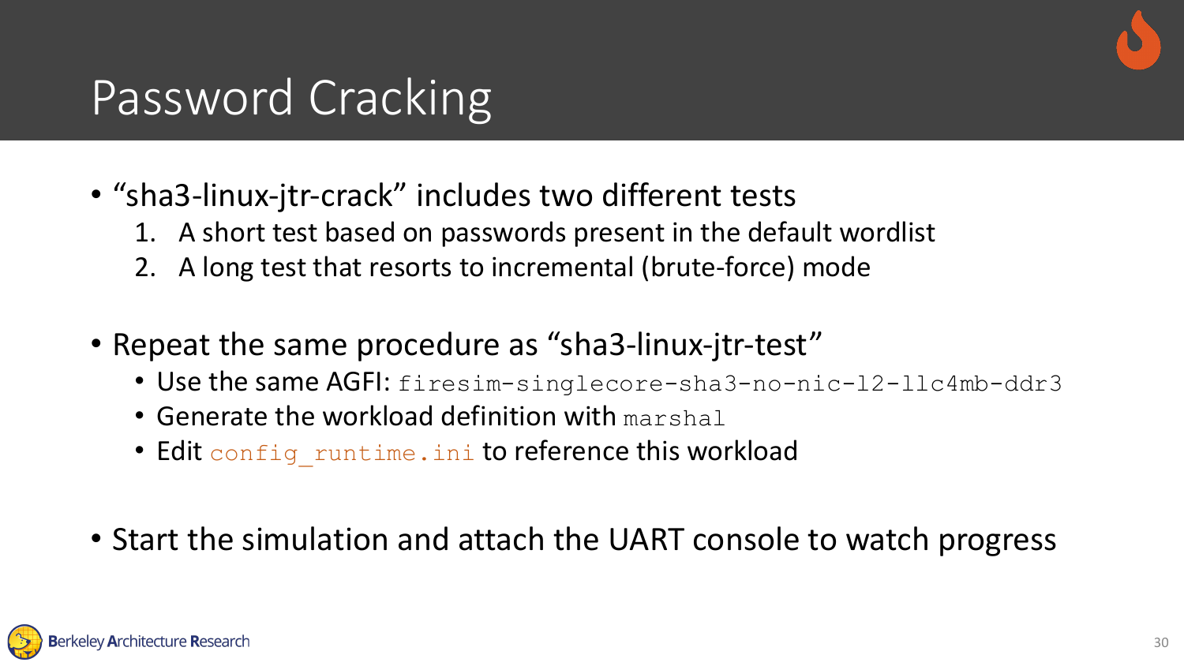# Password Cracking

- "sha3-linux-jtr-crack" includes two different tests
  1. A short test based on passwords present in the default wordlist
  2. A long test that resorts to incremental (brute-force) mode
- Repeat the same procedure as "sha3-linux-jtr-test"
  - Use the same AGFI: `firesim-singlecore-sha3-no-nic-l2-llc4mb-ddr3`
  - Generate the workload definition with `marshal`
  - Edit `config_runtime.ini` to reference this workload
- Start the simulation and attach the UART console to watch progress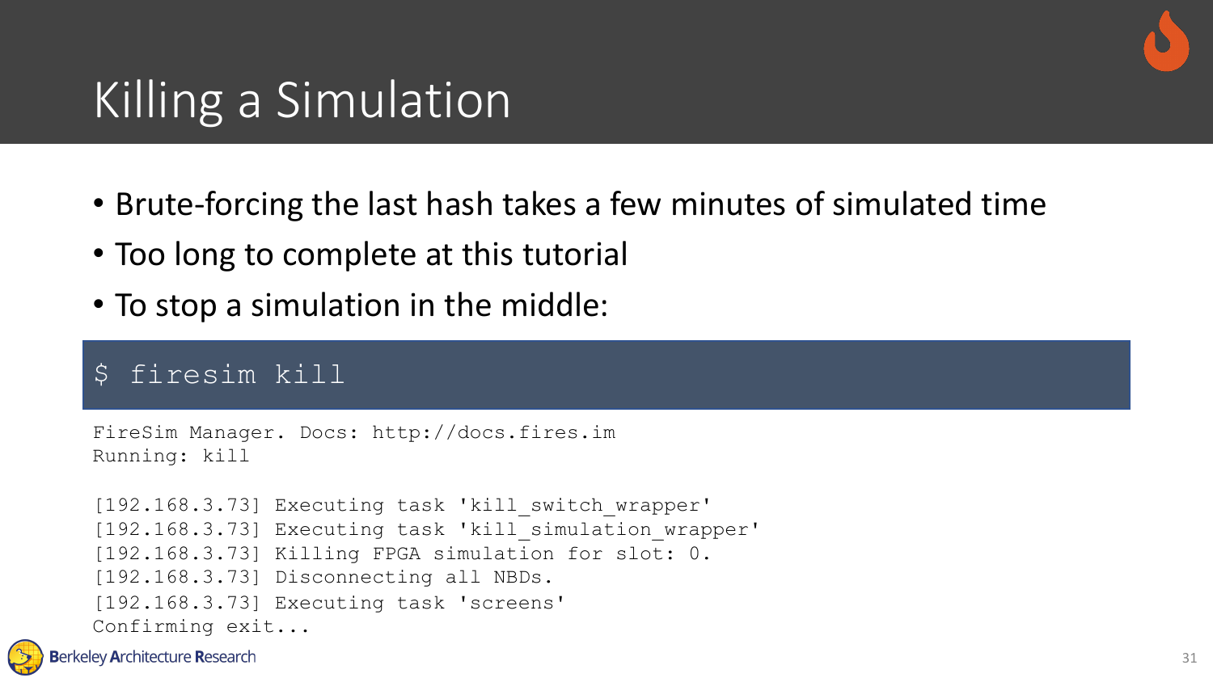# Killing a Simulation

- Brute-forcing the last hash takes a few minutes of simulated time
- Too long to complete at this tutorial
- To stop a simulation in the middle:

```
$ firesim kill
```

```
FireSim Manager. Docs: http://docs.fires.im
Running: kill

[192.168.3.73] Executing task 'kill_switch_wrapper'
[192.168.3.73] Executing task 'kill_simulation_wrapper'
[192.168.3.73] Killing FPGA simulation for slot: 0.
[192.168.3.73] Disconnecting all NBDs.
[192.168.3.73] Executing task 'screens'
Confirming exit...
```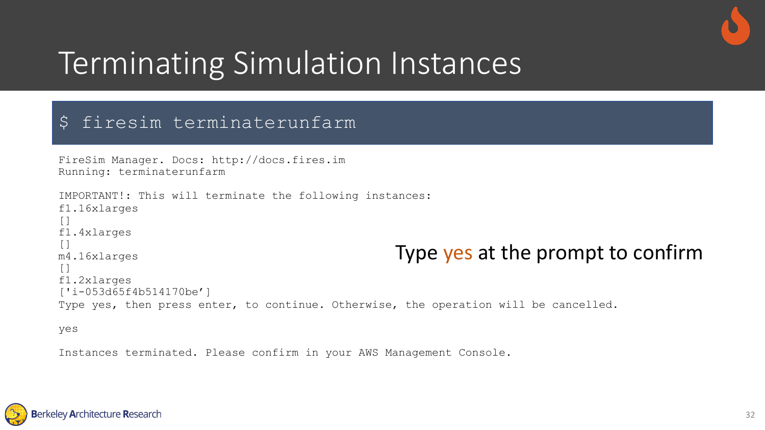# Terminating Simulation Instances

```
$ firesim terminaterunfarm
```

```
FireSim Manager. Docs: http://docs.fires.im
Running: terminaterunfarm

IMPORTANT!: This will terminate the following instances:
f1.16xlarges
[]
f1.4xlarges
[]
m4.16xlarges
[]
f1.2xlarges
['i-053d65f4b514170be']
Type yes, then press enter, to continue. Otherwise, the operation will be cancelled.

yes

Instances terminated. Please confirm in your AWS Management Console.
```

Type yes at the prompt to confirm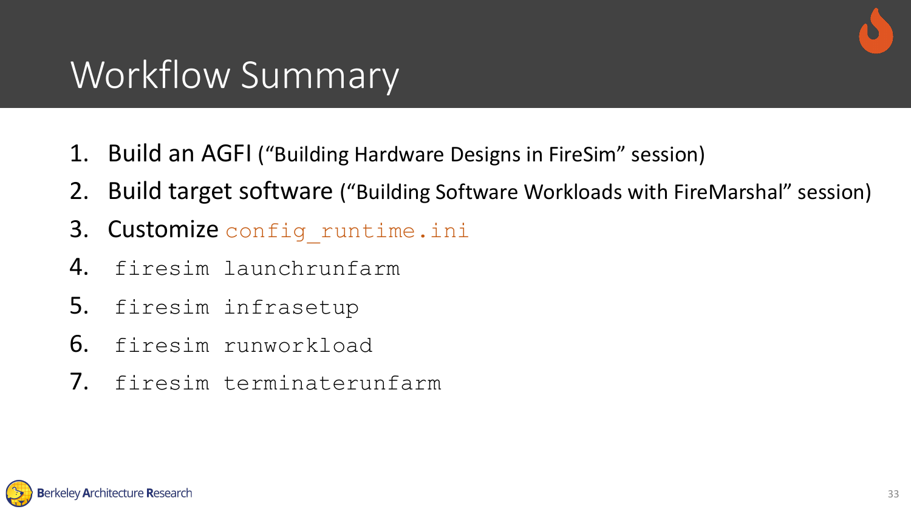# Workflow Summary

1. Build an AGFI (“Building Hardware Designs in FireSim” session)
2. Build target software (“Building Software Workloads with FireMarshal” session)
3. Customize `config_runtime.ini`
4. `firesim launchrunfarm`
5. `firesim infrasetup`
6. `firesim runworkload`
7. `firesim terminaterunfarm`

Berkeley Architecture Research